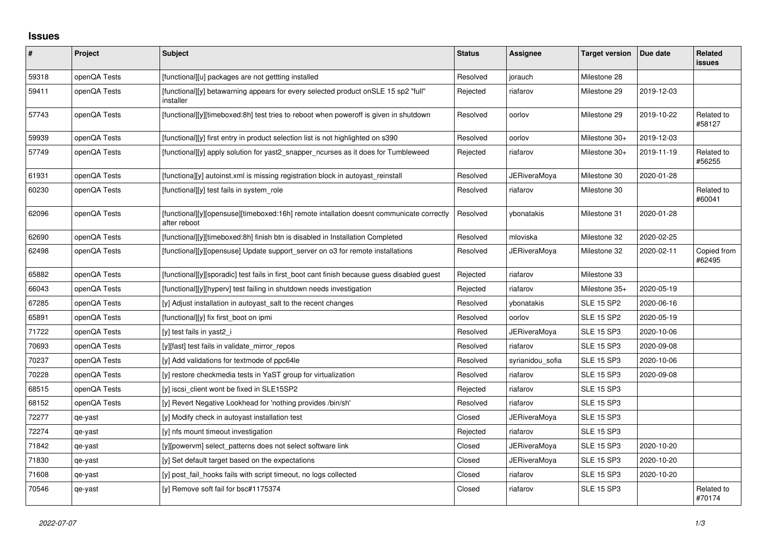# Issues

| # | Project | Subject | Status | Assignee | Target version | Due date | Related issues |
|---|---|---|---|---|---|---|---|
| 59318 | openQA Tests | [functional][u] packages are not gettting installed | Resolved | jorauch | Milestone 28 | | |
| 59411 | openQA Tests | [functional][y] betawarning appears for every selected product onSLE 15 sp2 "full" installer | Rejected | riafarov | Milestone 29 | 2019-12-03 | |
| 57743 | openQA Tests | [functional][y][timeboxed:8h] test tries to reboot when poweroff is given in shutdown | Resolved | oorlov | Milestone 29 | 2019-10-22 | Related to #58127 |
| 59939 | openQA Tests | [functional][y] first entry in product selection list is not highlighted on s390 | Resolved | oorlov | Milestone 30+ | 2019-12-03 | |
| 57749 | openQA Tests | [functional][y] apply solution for yast2_snapper_ncurses as it does for Tumbleweed | Rejected | riafarov | Milestone 30+ | 2019-11-19 | Related to #56255 |
| 61931 | openQA Tests | [functiona][y] autoinst.xml is missing registration block in autoyast_reinstall | Resolved | JERiveraMoya | Milestone 30 | 2020-01-28 | |
| 60230 | openQA Tests | [functional][y] test fails in system_role | Resolved | riafarov | Milestone 30 | | Related to #60041 |
| 62096 | openQA Tests | [functional][y][opensuse][timeboxed:16h] remote intallation doesnt communicate correctly after reboot | Resolved | ybonatakis | Milestone 31 | 2020-01-28 | |
| 62690 | openQA Tests | [functional][y][timeboxed:8h] finish btn is disabled in Installation Completed | Resolved | mloviska | Milestone 32 | 2020-02-25 | |
| 62498 | openQA Tests | [functional][y][opensuse] Update support_server on o3 for remote installations | Resolved | JERiveraMoya | Milestone 32 | 2020-02-11 | Copied from #62495 |
| 65882 | openQA Tests | [functional][y][sporadic] test fails in first_boot cant finish because guess disabled guest | Rejected | riafarov | Milestone 33 | | |
| 66043 | openQA Tests | [functional][y][hyperv] test failing in shutdown needs investigation | Rejected | riafarov | Milestone 35+ | 2020-05-19 | |
| 67285 | openQA Tests | [y] Adjust installation in autoyast_salt to the recent changes | Resolved | ybonatakis | SLE 15 SP2 | 2020-06-16 | |
| 65891 | openQA Tests | [functional][y] fix first_boot on ipmi | Resolved | oorlov | SLE 15 SP2 | 2020-05-19 | |
| 71722 | openQA Tests | [y] test fails in yast2_i | Resolved | JERiveraMoya | SLE 15 SP3 | 2020-10-06 | |
| 70693 | openQA Tests | [y][fast] test fails in validate_mirror_repos | Resolved | riafarov | SLE 15 SP3 | 2020-09-08 | |
| 70237 | openQA Tests | [y] Add validations for textmode of ppc64le | Resolved | syrianidou_sofia | SLE 15 SP3 | 2020-10-06 | |
| 70228 | openQA Tests | [y] restore checkmedia tests in YaST group for virtualization | Resolved | riafarov | SLE 15 SP3 | 2020-09-08 | |
| 68515 | openQA Tests | [y] iscsi_client wont be fixed in SLE15SP2 | Rejected | riafarov | SLE 15 SP3 | | |
| 68152 | openQA Tests | [y] Revert Negative Lookhead for 'nothing provides /bin/sh' | Resolved | riafarov | SLE 15 SP3 | | |
| 72277 | qe-yast | [y] Modify check in autoyast installation test | Closed | JERiveraMoya | SLE 15 SP3 | | |
| 72274 | qe-yast | [y] nfs mount timeout investigation | Rejected | riafarov | SLE 15 SP3 | | |
| 71842 | qe-yast | [y][powervm] select_patterns does not select software link | Closed | JERiveraMoya | SLE 15 SP3 | 2020-10-20 | |
| 71830 | qe-yast | [y] Set default target based on the expectations | Closed | JERiveraMoya | SLE 15 SP3 | 2020-10-20 | |
| 71608 | qe-yast | [y] post_fail_hooks fails with script timeout, no logs collected | Closed | riafarov | SLE 15 SP3 | 2020-10-20 | |
| 70546 | qe-yast | [y] Remove soft fail for bsc#1175374 | Closed | riafarov | SLE 15 SP3 | | Related to #70174 |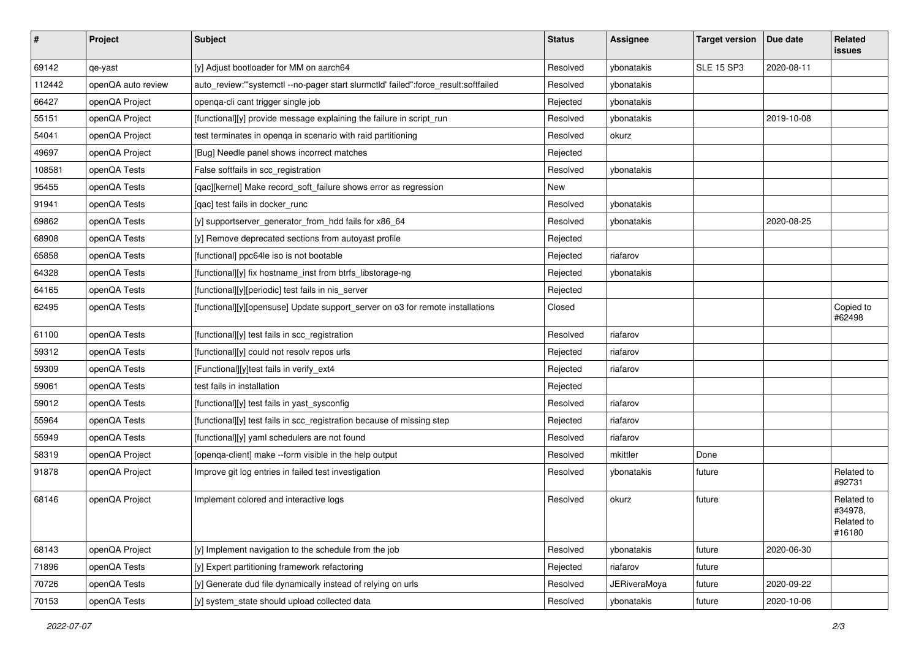| # | Project | Subject | Status | Assignee | Target version | Due date | Related issues |
|---|---|---|---|---|---|---|---|
| 69142 | qe-yast | [y] Adjust bootloader for MM on aarch64 | Resolved | ybonatakis | SLE 15 SP3 | 2020-08-11 | |
| 112442 | openQA auto review | auto_review:"'systemctl --no-pager start slurmctld' failed":force_result:softfailed | Resolved | ybonatakis | | | |
| 66427 | openQA Project | openqa-cli cant trigger single job | Rejected | ybonatakis | | | |
| 55151 | openQA Project | [functional][y] provide message explaining the failure in script_run | Resolved | ybonatakis | | 2019-10-08 | |
| 54041 | openQA Project | test terminates in openqa in scenario with raid partitioning | Resolved | okurz | | | |
| 49697 | openQA Project | [Bug] Needle panel shows incorrect matches | Rejected | | | | |
| 108581 | openQA Tests | False softfails in scc_registration | Resolved | ybonatakis | | | |
| 95455 | openQA Tests | [qac][kernel] Make record_soft_failure shows error as regression | New | | | | |
| 91941 | openQA Tests | [qac] test fails in docker_runc | Resolved | ybonatakis | | | |
| 69862 | openQA Tests | [y] supportserver_generator_from_hdd fails for x86_64 | Resolved | ybonatakis | | 2020-08-25 | |
| 68908 | openQA Tests | [y] Remove deprecated sections from autoyast profile | Rejected | | | | |
| 65858 | openQA Tests | [functional] ppc64le iso is not bootable | Rejected | riafarov | | | |
| 64328 | openQA Tests | [functional][y] fix hostname_inst from btrfs_libstorage-ng | Rejected | ybonatakis | | | |
| 64165 | openQA Tests | [functional][y][periodic] test fails in nis_server | Rejected | | | | |
| 62495 | openQA Tests | [functional][y][opensuse] Update support_server on o3 for remote installations | Closed | | | | Copied to #62498 |
| 61100 | openQA Tests | [functional][y] test fails in scc_registration | Resolved | riafarov | | | |
| 59312 | openQA Tests | [functional][y] could not resolv repos urls | Rejected | riafarov | | | |
| 59309 | openQA Tests | [Functional][y]test fails in verify_ext4 | Rejected | riafarov | | | |
| 59061 | openQA Tests | test fails in installation | Rejected | | | | |
| 59012 | openQA Tests | [functional][y] test fails in yast_sysconfig | Resolved | riafarov | | | |
| 55964 | openQA Tests | [functional][y] test fails in scc_registration because of missing step | Rejected | riafarov | | | |
| 55949 | openQA Tests | [functional][y] yaml schedulers are not found | Resolved | riafarov | | | |
| 58319 | openQA Project | [openqa-client] make --form visible in the help output | Resolved | mkittler | Done | | |
| 91878 | openQA Project | Improve git log entries in failed test investigation | Resolved | ybonatakis | future | | Related to #92731 |
| 68146 | openQA Project | Implement colored and interactive logs | Resolved | okurz | future | | Related to #34978, Related to #16180 |
| 68143 | openQA Project | [y] Implement navigation to the schedule from the job | Resolved | ybonatakis | future | 2020-06-30 | |
| 71896 | openQA Tests | [y] Expert partitioning framework refactoring | Rejected | riafarov | future | | |
| 70726 | openQA Tests | [y] Generate dud file dynamically instead of relying on urls | Resolved | JERiveraMoya | future | 2020-09-22 | |
| 70153 | openQA Tests | [y] system_state should upload collected data | Resolved | ybonatakis | future | 2020-10-06 | |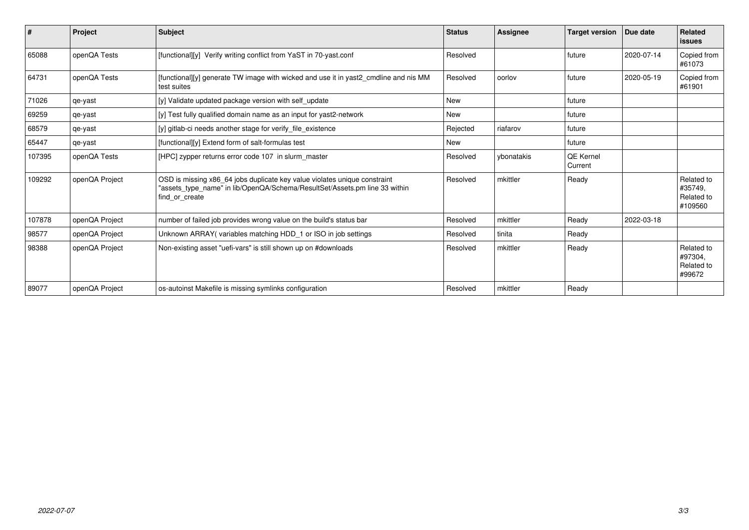| # | Project | Subject | Status | Assignee | Target version | Due date | Related issues |
|---|---|---|---|---|---|---|---|
| 65088 | openQA Tests | [functional][y] Verify writing conflict from YaST in 70-yast.conf | Resolved | | future | 2020-07-14 | Copied from #61073 |
| 64731 | openQA Tests | [functional][y] generate TW image with wicked and use it in yast2_cmdline and nis MM test suites | Resolved | oorlov | future | 2020-05-19 | Copied from #61901 |
| 71026 | qe-yast | [y] Validate updated package version with self_update | New | | future | | |
| 69259 | qe-yast | [y] Test fully qualified domain name as an input for yast2-network | New | | future | | |
| 68579 | qe-yast | [y] gitlab-ci needs another stage for verify_file_existence | Rejected | riafarov | future | | |
| 65447 | qe-yast | [functional][y] Extend form of salt-formulas test | New | | future | | |
| 107395 | openQA Tests | [HPC] zypper returns error code 107 in slurm_master | Resolved | ybonatakis | QE Kernel Current | | |
| 109292 | openQA Project | OSD is missing x86_64 jobs duplicate key value violates unique constraint "assets_type_name" in lib/OpenQA/Schema/ResultSet/Assets.pm line 33 within find_or_create | Resolved | mkittler | Ready | | Related to #35749, Related to #109560 |
| 107878 | openQA Project | number of failed job provides wrong value on the build's status bar | Resolved | mkittler | Ready | 2022-03-18 | |
| 98577 | openQA Project | Unknown ARRAY( variables matching HDD_1 or ISO in job settings | Resolved | tinita | Ready | | |
| 98388 | openQA Project | Non-existing asset "uefi-vars" is still shown up on #downloads | Resolved | mkittler | Ready | | Related to #97304, Related to #99672 |
| 89077 | openQA Project | os-autoinst Makefile is missing symlinks configuration | Resolved | mkittler | Ready | | |